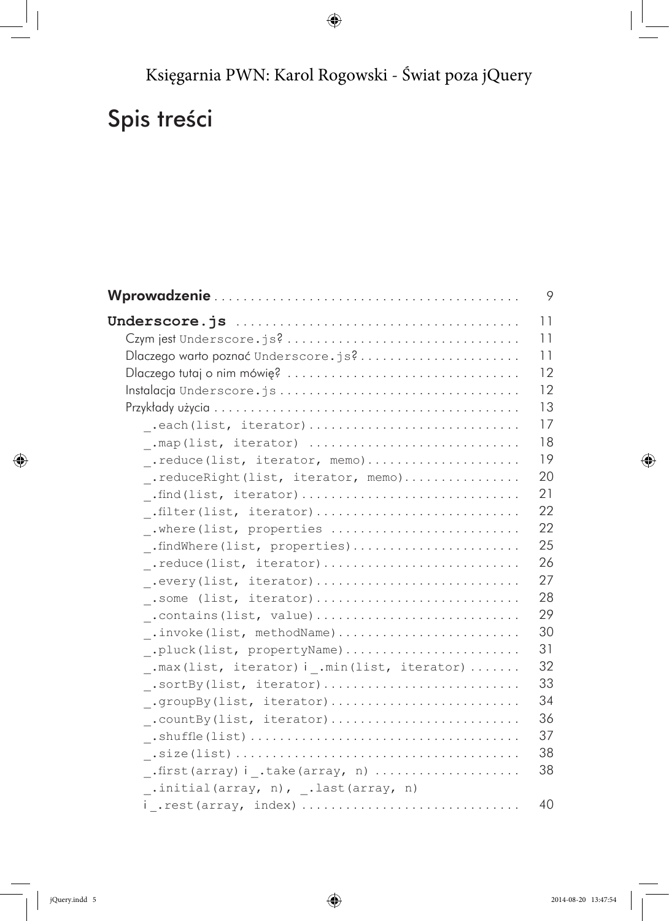Księgarnia PWN: Karol Rogowski - Świat poza jQuery

# Spis treści

| | |
|---|---|
| **Wprowadzenie** | 9 |
| **`Underscore.js`** | 11 |
| Czym jest `Underscore.js`? | 11 |
| Dlaczego warto poznać `Underscore.js`? | 11 |
| Dlaczego tutaj o nim mówię? | 12 |
| Instalacja `Underscore.js` | 12 |
| Przykłady użycia | 13 |
| `_.each(list, iterator)` | 17 |
| `_.map(list, iterator)` | 18 |
| `_.reduce(list, iterator, memo)` | 19 |
| `_.reduceRight(list, iterator, memo)` | 20 |
| `_.find(list, iterator)` | 21 |
| `_.filter(list, iterator)` | 22 |
| `_.where(list, properties` | 22 |
| `_.findWhere(list, properties)` | 25 |
| `_.reduce(list, iterator)` | 26 |
| `_.every(list, iterator)` | 27 |
| `_.some (list, iterator)` | 28 |
| `_.contains(list, value)` | 29 |
| `_.invoke(list, methodName)` | 30 |
| `_.pluck(list, propertyName)` | 31 |
| `_.max(list, iterator)` i `_.min(list, iterator)` | 32 |
| `_.sortBy(list, iterator)` | 33 |
| `_.groupBy(list, iterator)` | 34 |
| `_.countBy(list, iterator)` | 36 |
| `_.shuffle(list)` | 37 |
| `_.size(list)` | 38 |
| `_.first(array)` i `_.take(array, n)` | 38 |
| `_.initial(array, n)`, `_.last(array, n)` i `_.rest(array, index)` | 40 |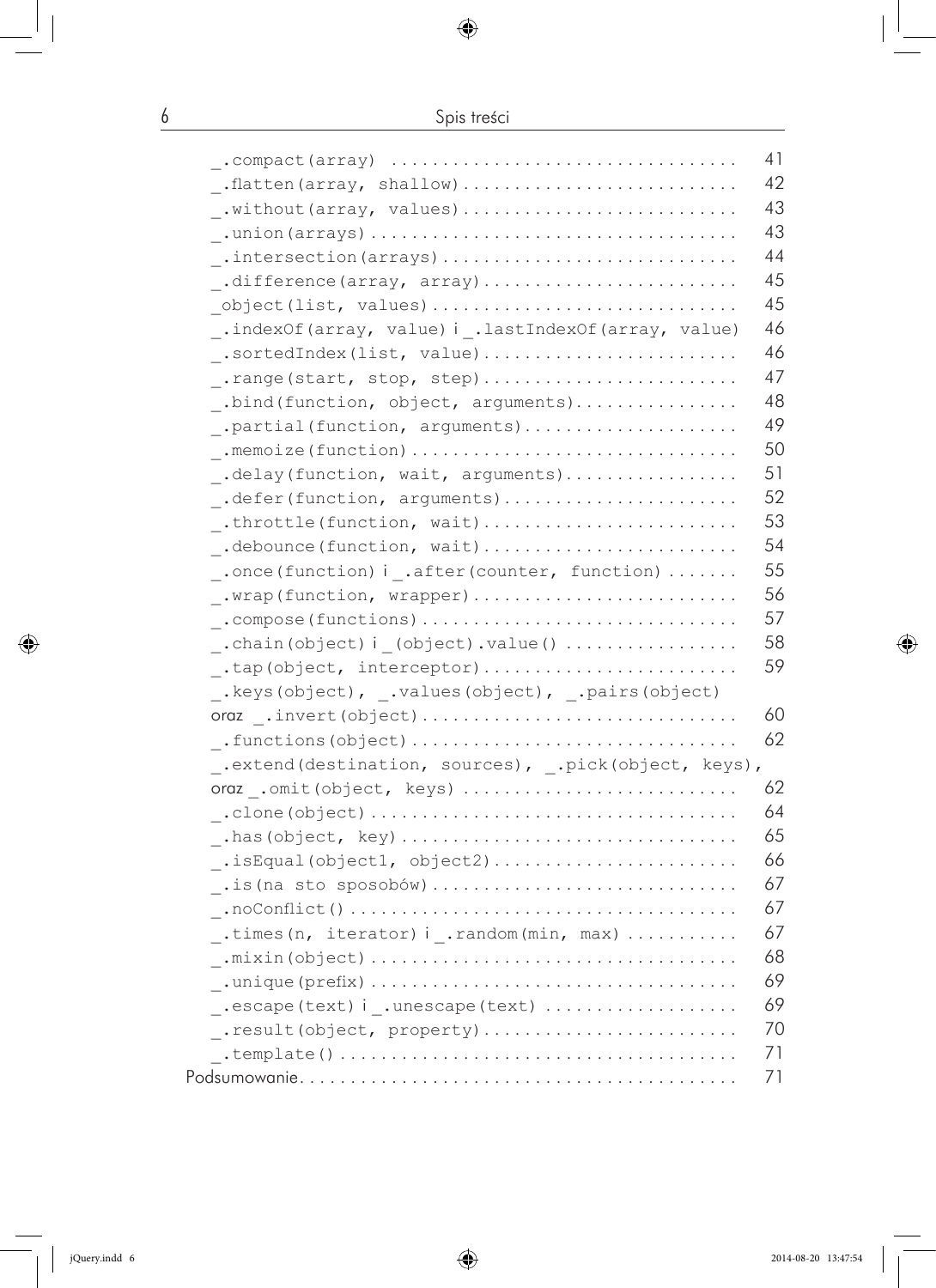_.compact(array) ................................. 41
_.flatten(array, shallow).......................... 42
_.without(array, values).......................... 43
_.union(arrays).................................. 43
_.intersection(arrays)............................ 44
_.difference(array, array)........................ 45
_object(list, values)............................. 45
_.indexOf(array, value) i _.lastIndexOf(array, value) 46
_.sortedIndex(list, value)........................ 46
_.range(start, stop, step)........................ 47
_.bind(function, object, arguments)................ 48
_.partial(function, arguments).................... 49
_.memoize(function)............................... 50
_.delay(function, wait, arguments)................. 51
_.defer(function, arguments)...................... 52
_.throttle(function, wait)........................ 53
_.debounce(function, wait)........................ 54
_.once(function) i _.after(counter, function) ....... 55
_.wrap(function, wrapper)......................... 56
_.compose(functions).............................. 57
_.chain(object) i _(object).value() ................ 58
_.tap(object, interceptor)........................ 59
_.keys(object), _.values(object), _.pairs(object)
oraz _.invert(object).............................. 60
_.functions(object)............................... 62
_.extend(destination, sources), _.pick(object, keys),
oraz _.omit(object, keys) .......................... 62
_.clone(object).................................. 64
_.has(object, key)................................ 65
_.isEqual(object1, object2)........................ 66
_.is(na sto sposobów)............................. 67
_.noConflict().................................... 67
_.times(n, iterator) i _.random(min, max) .......... 67
_.mixin(object)................................... 68
_.unique(prefix).................................. 69
_.escape(text) i _.unescape(text) .................. 69
_.result(object, property)........................ 70
_.template()...................................... 71

Podsumowanie.......................................... 71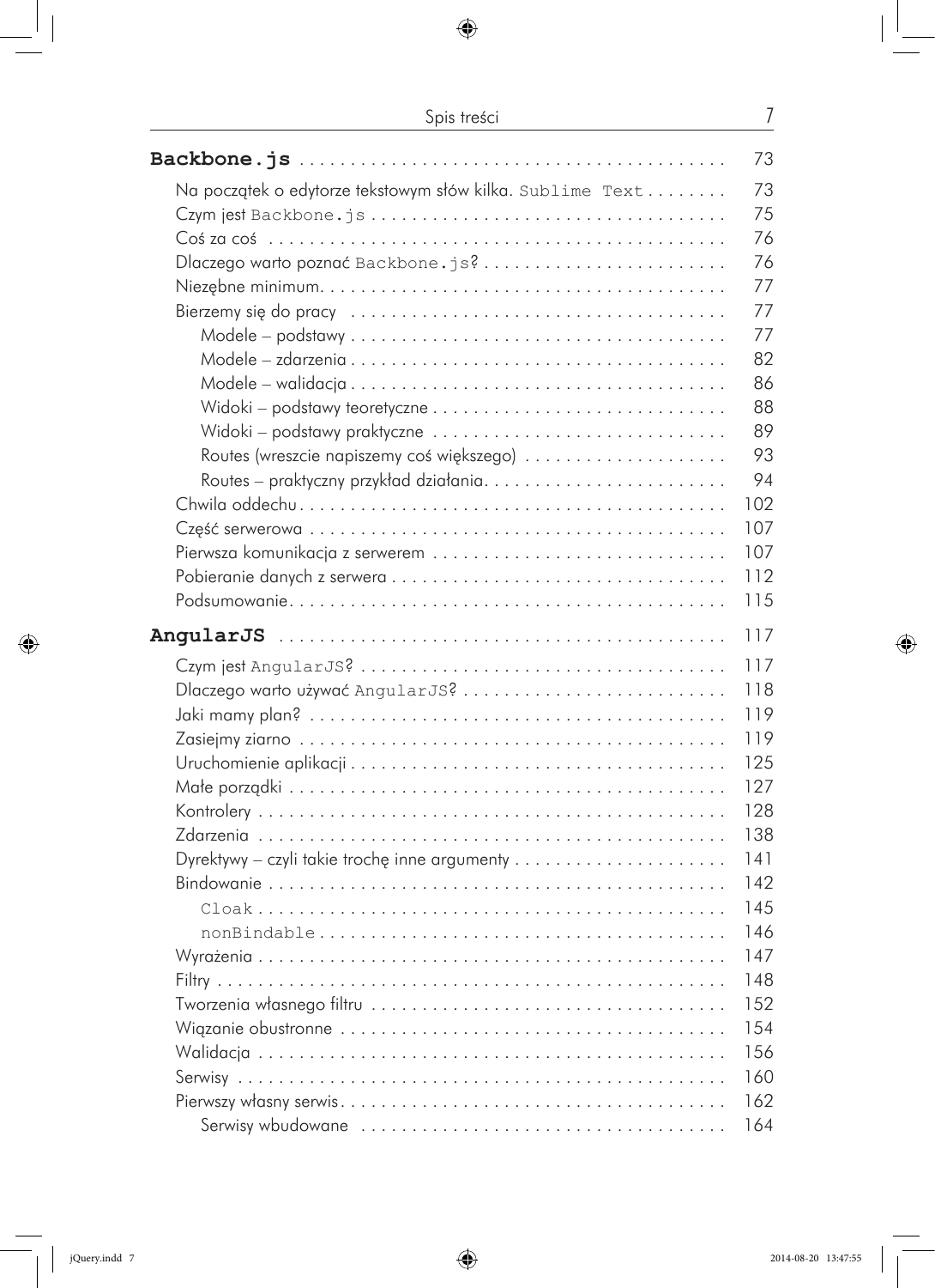**Backbone.js** ........................................ 73

- Na początek o edytorze tekstowym słów kilka. `Sublime Text` ........ 73
- Czym jest `Backbone.js` ........................................ 75
- Coś za coś ........................................ 76
- Dlaczego warto poznać `Backbone.js`? ........................................ 76
- Niezbędne minimum. ........................................ 77
- Bierzemy się do pracy ........................................ 77
  - Modele – podstawy ........................................ 77
  - Modele – zdarzenia ........................................ 82
  - Modele – walidacja ........................................ 86
  - Widoki – podstawy teoretyczne ........................................ 88
  - Widoki – podstawy praktyczne ........................................ 89
  - Routes (wreszcie napiszemy coś większego) ........................................ 93
  - Routes – praktyczny przykład działania. ........................................ 94
- Chwila oddechu ........................................ 102
- Część serwerowa ........................................ 107
- Pierwsza komunikacja z serwerem ........................................ 107
- Pobieranie danych z serwera ........................................ 112
- Podsumowanie. ........................................ 115

**AngularJS** ........................................ 117

- Czym jest `AngularJS`? ........................................ 117
- Dlaczego warto używać `AngularJS`? ........................................ 118
- Jaki mamy plan? ........................................ 119
- Zasiejmy ziarno ........................................ 119
- Uruchomienie aplikacji ........................................ 125
- Małe porządki ........................................ 127
- Kontrolery ........................................ 128
- Zdarzenia ........................................ 138
- Dyrektywy – czyli takie trochę inne argumenty ........................................ 141
- Bindowanie ........................................ 142
  - `Cloak` ........................................ 145
  - `nonBindable` ........................................ 146
- Wyrażenia ........................................ 147
- Filtry ........................................ 148
- Tworzenia własnego filtru ........................................ 152
- Wiązanie obustronne ........................................ 154
- Walidacja ........................................ 156
- Serwisy ........................................ 160
- Pierwszy własny serwis. ........................................ 162
  - Serwisy wbudowane ........................................ 164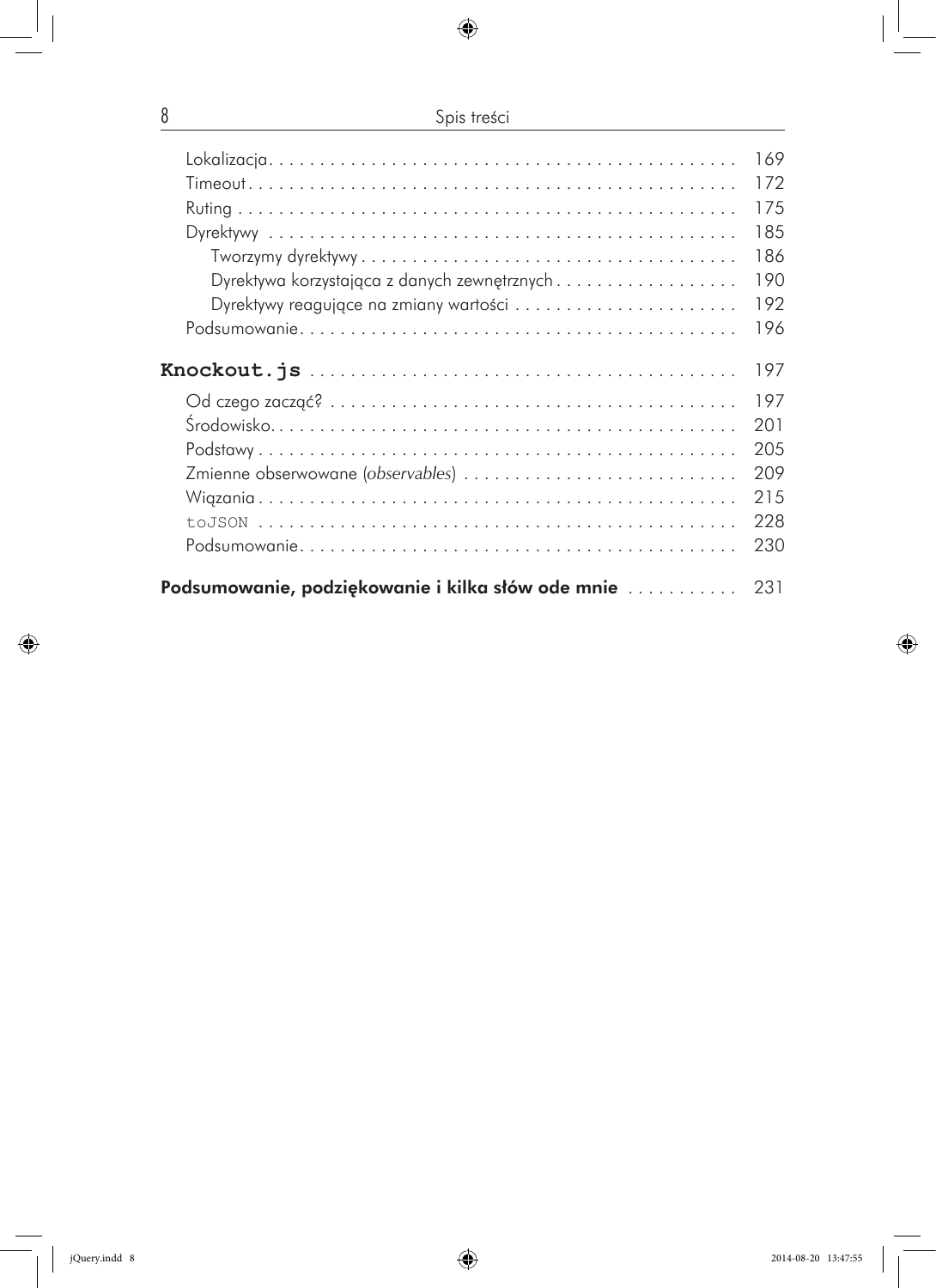- Lokalizacja . . . 169
- Timeout . . . 172
- Ruting . . . 175
- Dyrektywy . . . 185
  - Tworzymy dyrektywy . . . 186
  - Dyrektywa korzystająca z danych zewnętrznych . . . 190
  - Dyrektywy reagujące na zmiany wartości . . . 192
- Podsumowanie . . . 196

**`Knockout.js`** . . . 197

- Od czego zacząć? . . . 197
- Środowisko . . . 201
- Podstawy . . . 205
- Zmienne obserwowane (*observables*) . . . 209
- Wiązania . . . 215
- `toJSON` . . . 228
- Podsumowanie . . . 230

**Podsumowanie, podziękowanie i kilka słów ode mnie** . . . 231